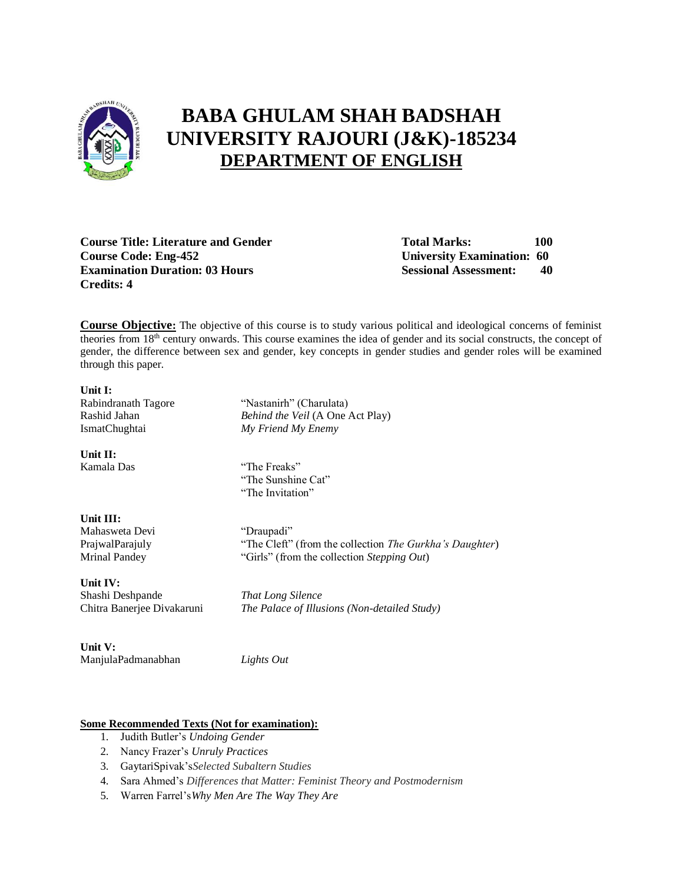# BABA GHULAM SHAH BADSHAH UNIVERSITY RAJOURI (J&K)-185234

## DEPARTMENT OF ENGLISH

**Course Title: Literature and Gender**
**Course Code: Eng-452**
**Examination Duration: 03 Hours**
**Credits: 4**

**Total Marks: 100**
**University Examination: 60**
**Sessional Assessment: 40**

**Course Objective:** The objective of this course is to study various political and ideological concerns of feminist theories from 18th century onwards. This course examines the idea of gender and its social constructs, the concept of gender, the difference between sex and gender, key concepts in gender studies and gender roles will be examined through this paper.

**Unit I:**

| | |
|---|---|
| Rabindranath Tagore | "Nastanirh" (Charulata) |
| Rashid Jahan | *Behind the Veil* (A One Act Play) |
| IsmatChughtai | *My Friend My Enemy* |

**Unit II:**

| | |
|---|---|
| Kamala Das | "The Freaks" |
| | "The Sunshine Cat" |
| | "The Invitation" |

**Unit III:**

| | |
|---|---|
| Mahasweta Devi | "Draupadi" |
| PrajwalParajuly | "The Cleft" (from the collection *The Gurkha's Daughter*) |
| Mrinal Pandey | "Girls" (from the collection *Stepping Out*) |

**Unit IV:**

| | |
|---|---|
| Shashi Deshpande | *That Long Silence* |
| Chitra Banerjee Divakaruni | *The Palace of Illusions (Non-detailed Study)* |

**Unit V:**

| | |
|---|---|
| ManjulaPadmanabhan | *Lights Out* |

**Some Recommended Texts (Not for examination):**

1. Judith Butler's *Undoing Gender*
2. Nancy Frazer's *Unruly Practices*
3. GaytariSpivak's*Selected Subaltern Studies*
4. Sara Ahmed's *Differences that Matter: Feminist Theory and Postmodernism*
5. Warren Farrel's*Why Men Are The Way They Are*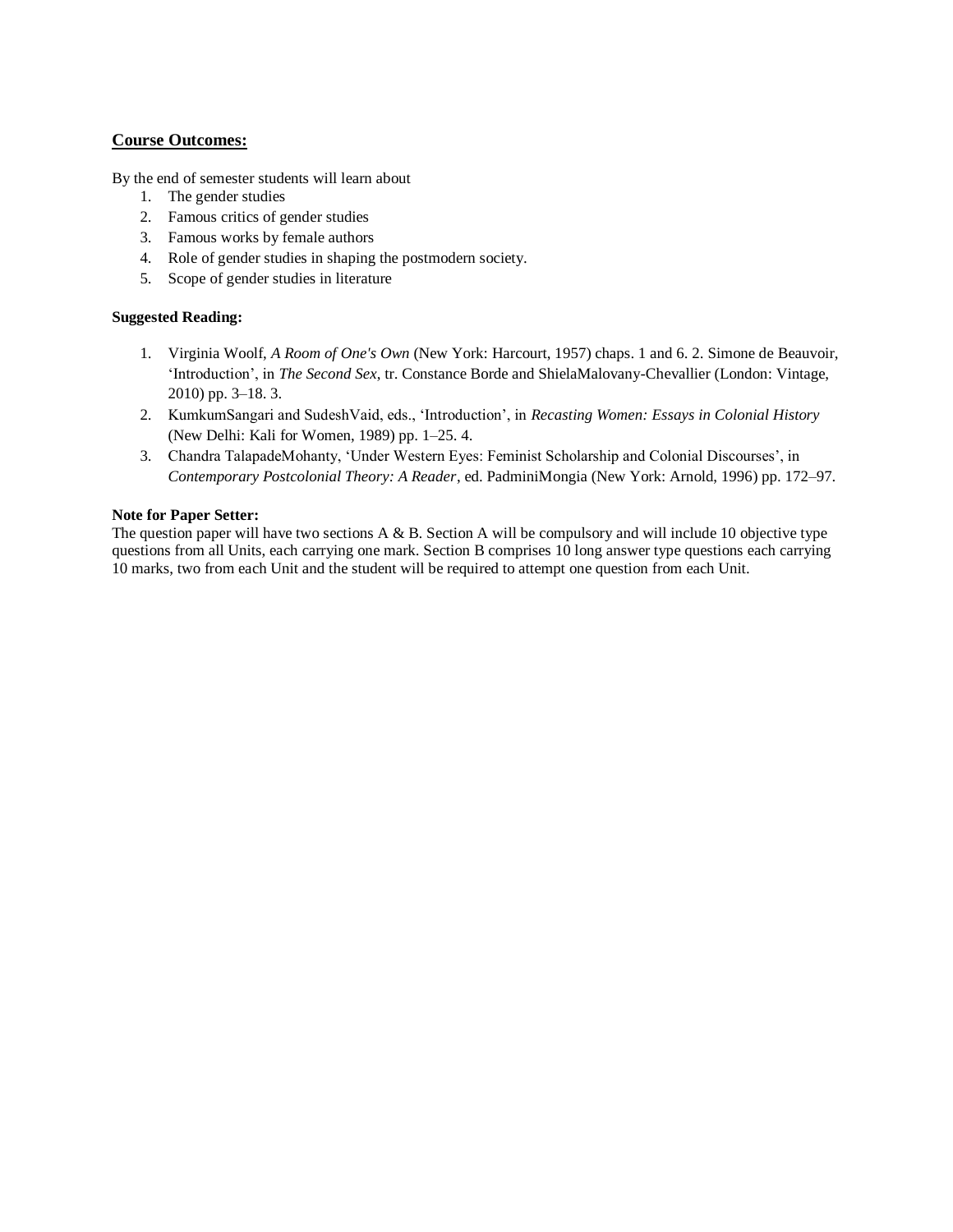## Course Outcomes:

By the end of semester students will learn about

1. The gender studies
2. Famous critics of gender studies
3. Famous works by female authors
4. Role of gender studies in shaping the postmodern society.
5. Scope of gender studies in literature

**Suggested Reading:**

1. Virginia Woolf, *A Room of One's Own* (New York: Harcourt, 1957) chaps. 1 and 6. 2. Simone de Beauvoir, 'Introduction', in *The Second Sex*, tr. Constance Borde and ShielaMalovany-Chevallier (London: Vintage, 2010) pp. 3–18. 3.
2. KumkumSangari and SudeshVaid, eds., 'Introduction', in *Recasting Women: Essays in Colonial History* (New Delhi: Kali for Women, 1989) pp. 1–25. 4.
3. Chandra TalapadeMohanty, 'Under Western Eyes: Feminist Scholarship and Colonial Discourses', in *Contemporary Postcolonial Theory: A Reader*, ed. PadminiMongia (New York: Arnold, 1996) pp. 172–97.

**Note for Paper Setter:**
The question paper will have two sections A & B. Section A will be compulsory and will include 10 objective type questions from all Units, each carrying one mark. Section B comprises 10 long answer type questions each carrying 10 marks, two from each Unit and the student will be required to attempt one question from each Unit.